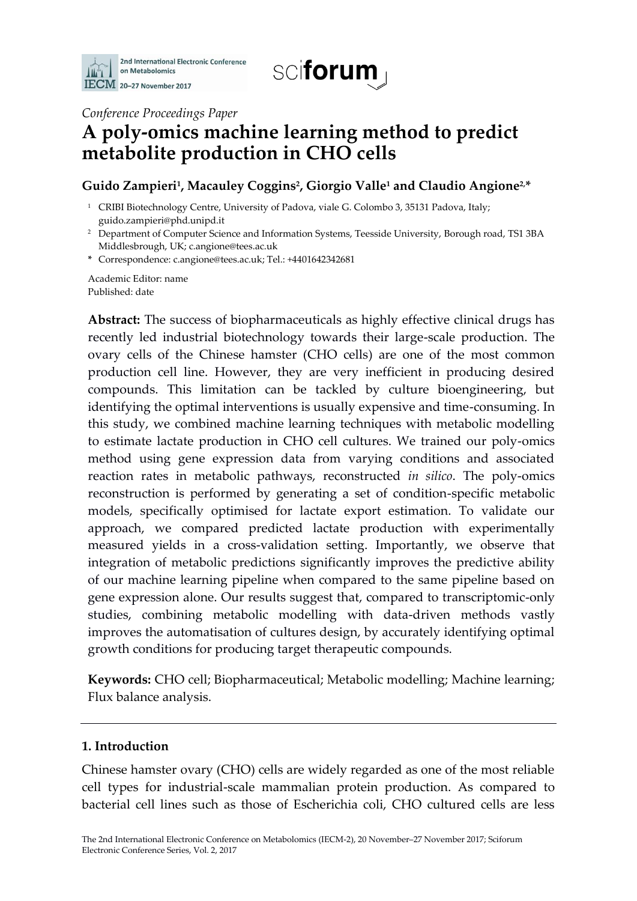*Conference Proceedings Paper*

# A poly-omics machine learning method to predict metabolite production in CHO cells

**Guido Zampieri[1], Macauley Coggins[2], Giorgio Valle[1] and Claudio Angione[2,*]**

[1] CRIBI Biotechnology Centre, University of Padova, viale G. Colombo 3, 35131 Padova, Italy; guido.zampieri@phd.unipd.it

[2] Department of Computer Science and Information Systems, Teesside University, Borough road, TS1 3BA Middlesbrough, UK; c.angione@tees.ac.uk

\* Correspondence: c.angione@tees.ac.uk; Tel.: +4401642342681

Academic Editor: name
Published: date

**Abstract:** The success of biopharmaceuticals as highly effective clinical drugs has recently led industrial biotechnology towards their large-scale production. The ovary cells of the Chinese hamster (CHO cells) are one of the most common production cell line. However, they are very inefficient in producing desired compounds. This limitation can be tackled by culture bioengineering, but identifying the optimal interventions is usually expensive and time-consuming. In this study, we combined machine learning techniques with metabolic modelling to estimate lactate production in CHO cell cultures. We trained our poly-omics method using gene expression data from varying conditions and associated reaction rates in metabolic pathways, reconstructed *in silico*. The poly-omics reconstruction is performed by generating a set of condition-specific metabolic models, specifically optimised for lactate export estimation. To validate our approach, we compared predicted lactate production with experimentally measured yields in a cross-validation setting. Importantly, we observe that integration of metabolic predictions significantly improves the predictive ability of our machine learning pipeline when compared to the same pipeline based on gene expression alone. Our results suggest that, compared to transcriptomic-only studies, combining metabolic modelling with data-driven methods vastly improves the automatisation of cultures design, by accurately identifying optimal growth conditions for producing target therapeutic compounds.

**Keywords:** CHO cell; Biopharmaceutical; Metabolic modelling; Machine learning; Flux balance analysis.

## 1. Introduction

Chinese hamster ovary (CHO) cells are widely regarded as one of the most reliable cell types for industrial-scale mammalian protein production. As compared to bacterial cell lines such as those of Escherichia coli, CHO cultured cells are less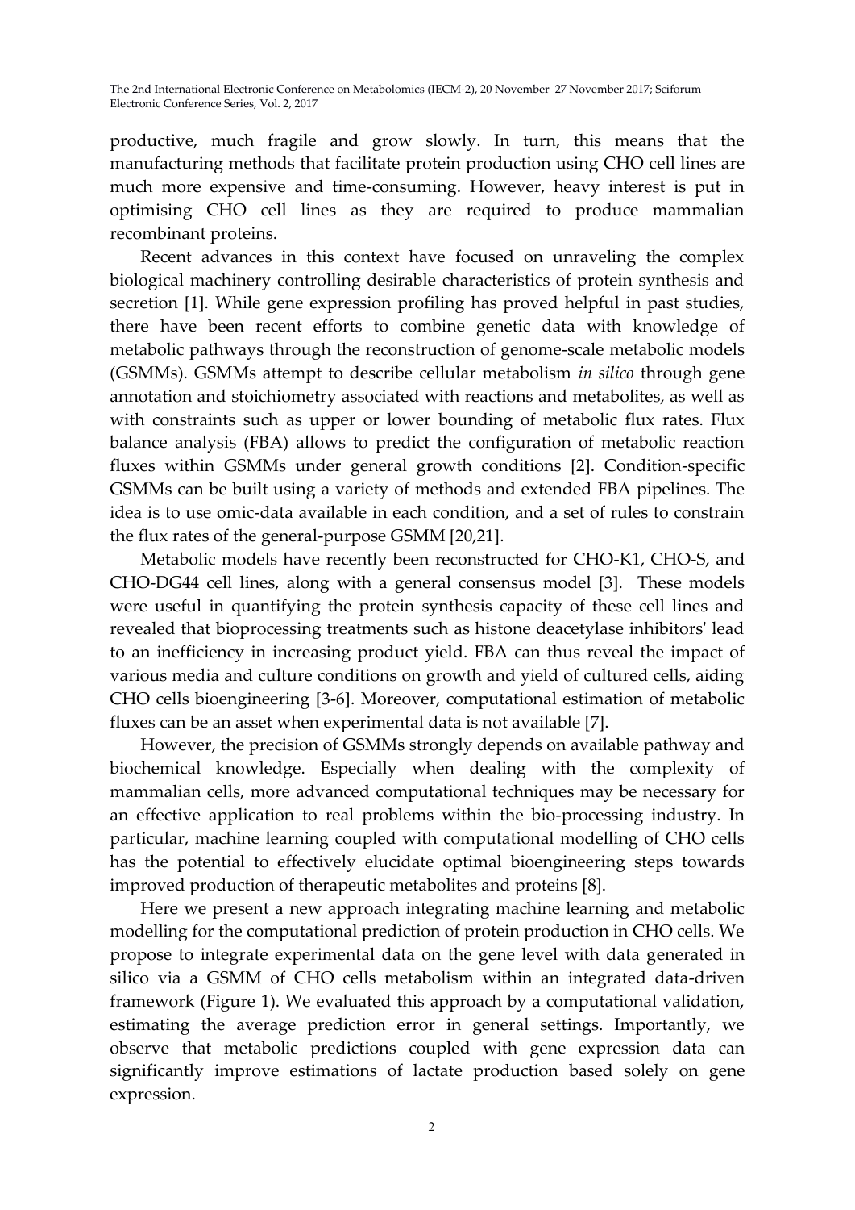productive, much fragile and grow slowly. In turn, this means that the manufacturing methods that facilitate protein production using CHO cell lines are much more expensive and time-consuming. However, heavy interest is put in optimising CHO cell lines as they are required to produce mammalian recombinant proteins.

Recent advances in this context have focused on unraveling the complex biological machinery controlling desirable characteristics of protein synthesis and secretion [1]. While gene expression profiling has proved helpful in past studies, there have been recent efforts to combine genetic data with knowledge of metabolic pathways through the reconstruction of genome-scale metabolic models (GSMMs). GSMMs attempt to describe cellular metabolism *in silico* through gene annotation and stoichiometry associated with reactions and metabolites, as well as with constraints such as upper or lower bounding of metabolic flux rates. Flux balance analysis (FBA) allows to predict the configuration of metabolic reaction fluxes within GSMMs under general growth conditions [2]. Condition-specific GSMMs can be built using a variety of methods and extended FBA pipelines. The idea is to use omic-data available in each condition, and a set of rules to constrain the flux rates of the general-purpose GSMM [20,21].

Metabolic models have recently been reconstructed for CHO-K1, CHO-S, and CHO-DG44 cell lines, along with a general consensus model [3]. These models were useful in quantifying the protein synthesis capacity of these cell lines and revealed that bioprocessing treatments such as histone deacetylase inhibitors' lead to an inefficiency in increasing product yield. FBA can thus reveal the impact of various media and culture conditions on growth and yield of cultured cells, aiding CHO cells bioengineering [3-6]. Moreover, computational estimation of metabolic fluxes can be an asset when experimental data is not available [7].

However, the precision of GSMMs strongly depends on available pathway and biochemical knowledge. Especially when dealing with the complexity of mammalian cells, more advanced computational techniques may be necessary for an effective application to real problems within the bio-processing industry. In particular, machine learning coupled with computational modelling of CHO cells has the potential to effectively elucidate optimal bioengineering steps towards improved production of therapeutic metabolites and proteins [8].

Here we present a new approach integrating machine learning and metabolic modelling for the computational prediction of protein production in CHO cells. We propose to integrate experimental data on the gene level with data generated in silico via a GSMM of CHO cells metabolism within an integrated data-driven framework (Figure 1). We evaluated this approach by a computational validation, estimating the average prediction error in general settings. Importantly, we observe that metabolic predictions coupled with gene expression data can significantly improve estimations of lactate production based solely on gene expression.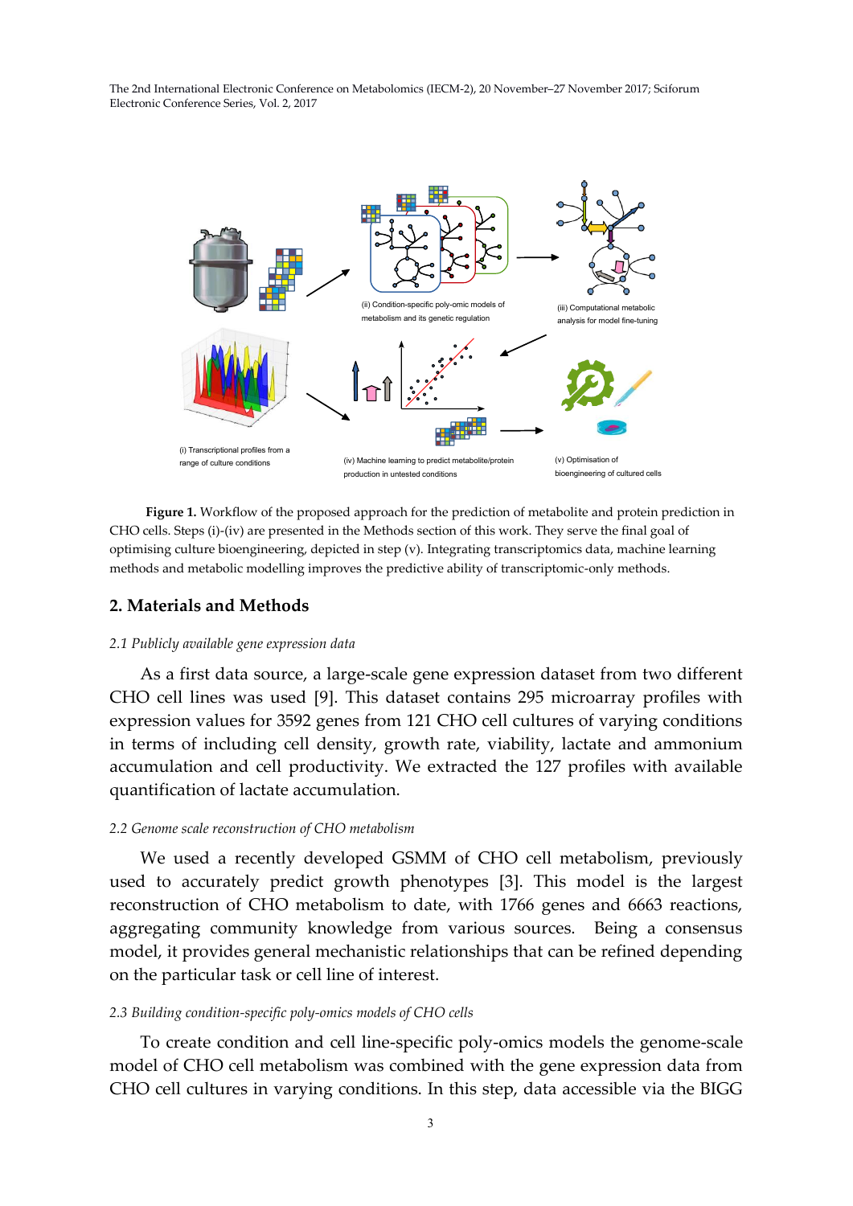**Figure 1.** Workflow of the proposed approach for the prediction of metabolite and protein prediction in CHO cells. Steps (i)-(iv) are presented in the Methods section of this work. They serve the final goal of optimising culture bioengineering, depicted in step (v). Integrating transcriptomics data, machine learning methods and metabolic modelling improves the predictive ability of transcriptomic-only methods.

## 2. Materials and Methods

*2.1 Publicly available gene expression data*

As a first data source, a large-scale gene expression dataset from two different CHO cell lines was used [9]. This dataset contains 295 microarray profiles with expression values for 3592 genes from 121 CHO cell cultures of varying conditions in terms of including cell density, growth rate, viability, lactate and ammonium accumulation and cell productivity. We extracted the 127 profiles with available quantification of lactate accumulation.

*2.2 Genome scale reconstruction of CHO metabolism*

We used a recently developed GSMM of CHO cell metabolism, previously used to accurately predict growth phenotypes [3]. This model is the largest reconstruction of CHO metabolism to date, with 1766 genes and 6663 reactions, aggregating community knowledge from various sources. Being a consensus model, it provides general mechanistic relationships that can be refined depending on the particular task or cell line of interest.

*2.3 Building condition-specific poly-omics models of CHO cells*

To create condition and cell line-specific poly-omics models the genome-scale model of CHO cell metabolism was combined with the gene expression data from CHO cell cultures in varying conditions. In this step, data accessible via the BIGG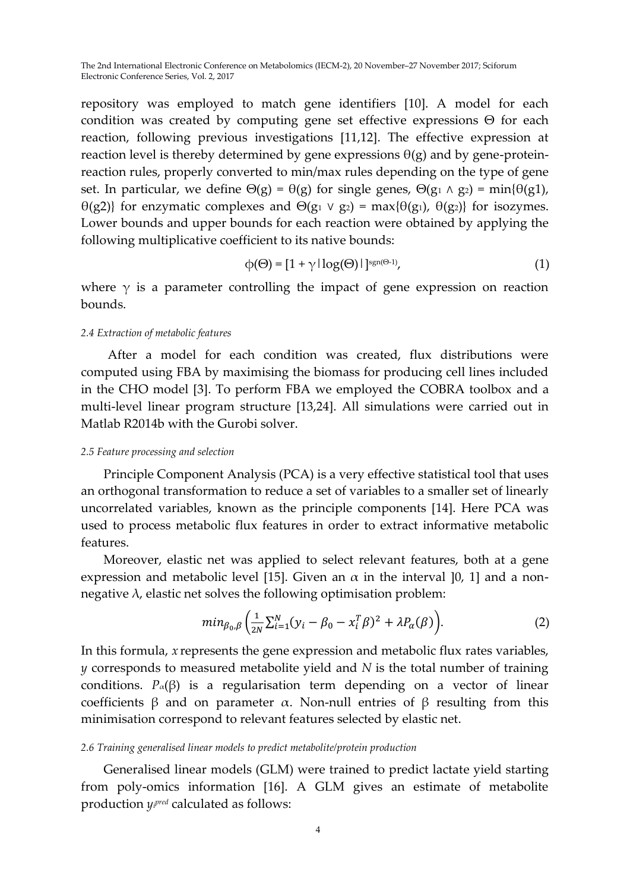repository was employed to match gene identifiers [10]. A model for each condition was created by computing gene set effective expressions $\Theta$ for each reaction, following previous investigations [11,12]. The effective expression at reaction level is thereby determined by gene expressions $\theta(g)$ and by gene-protein-reaction rules, properly converted to min/max rules depending on the type of gene set. In particular, we define $\Theta(g) = \theta(g)$ for single genes, $\Theta(g_1 \wedge g_2) = \min\{\theta(g1), \theta(g2)\}$ for enzymatic complexes and $\Theta(g_1 \vee g_2) = \max\{\theta(g_1), \theta(g_2)\}$ for isozymes. Lower bounds and upper bounds for each reaction were obtained by applying the following multiplicative coefficient to its native bounds:

$$\phi(\Theta) = [1 + \gamma|\log(\Theta)|]^{\mathrm{sgn}(\Theta-1)}, \tag{1}$$

where $\gamma$ is a parameter controlling the impact of gene expression on reaction bounds.

*2.4 Extraction of metabolic features*

After a model for each condition was created, flux distributions were computed using FBA by maximising the biomass for producing cell lines included in the CHO model [3]. To perform FBA we employed the COBRA toolbox and a multi-level linear program structure [13,24]. All simulations were carried out in Matlab R2014b with the Gurobi solver.

*2.5 Feature processing and selection*

Principle Component Analysis (PCA) is a very effective statistical tool that uses an orthogonal transformation to reduce a set of variables to a smaller set of linearly uncorrelated variables, known as the principle components [14]. Here PCA was used to process metabolic flux features in order to extract informative metabolic features.

Moreover, elastic net was applied to select relevant features, both at a gene expression and metabolic level [15]. Given an $\alpha$ in the interval ]0, 1] and a non-negative $\lambda$, elastic net solves the following optimisation problem:

$$min_{\beta_0,\beta}\left(\frac{1}{2N}\sum_{i=1}^{N}(y_i - \beta_0 - x_i^T\beta)^2 + \lambda P_\alpha(\beta)\right). \tag{2}$$

In this formula, $x$ represents the gene expression and metabolic flux rates variables, $y$ corresponds to measured metabolite yield and $N$ is the total number of training conditions. $P_\alpha(\beta)$ is a regularisation term depending on a vector of linear coefficients $\beta$ and on parameter $\alpha$. Non-null entries of $\beta$ resulting from this minimisation correspond to relevant features selected by elastic net.

*2.6 Training generalised linear models to predict metabolite/protein production*

Generalised linear models (GLM) were trained to predict lactate yield starting from poly-omics information [16]. A GLM gives an estimate of metabolite production $y_i^{pred}$ calculated as follows: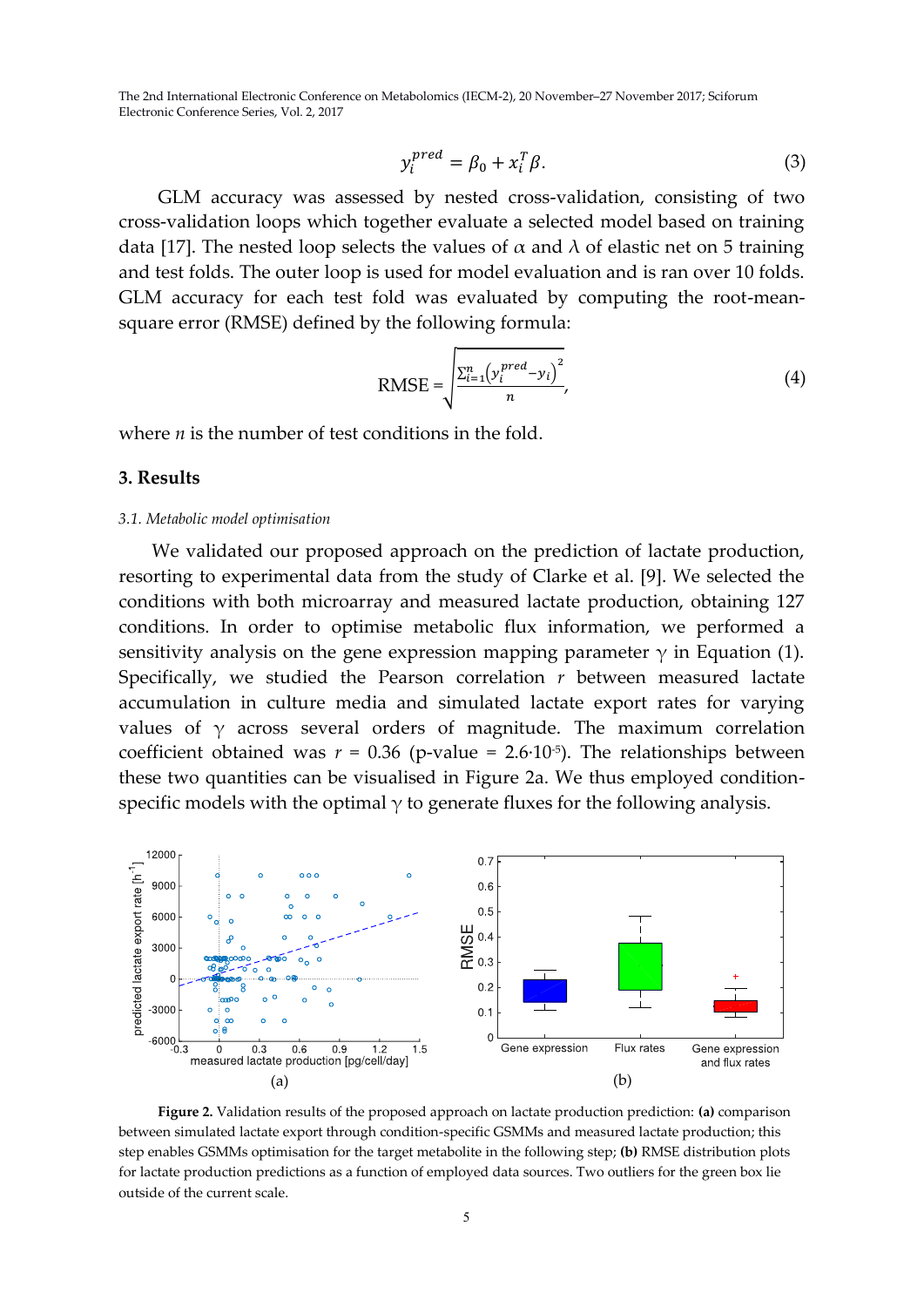$$y_i^{pred} = \beta_0 + x_i^T \beta. \tag{3}$$

GLM accuracy was assessed by nested cross-validation, consisting of two cross-validation loops which together evaluate a selected model based on training data [17]. The nested loop selects the values of $\alpha$ and $\lambda$ of elastic net on 5 training and test folds. The outer loop is used for model evaluation and is ran over 10 folds. GLM accuracy for each test fold was evaluated by computing the root-mean-square error (RMSE) defined by the following formula:

$$\text{RMSE} = \sqrt{\frac{\sum_{i=1}^{n}\left(y_i^{pred} - y_i\right)^2}{n}}, \tag{4}$$

where $n$ is the number of test conditions in the fold.

## 3. Results

### 3.1. Metabolic model optimisation

We validated our proposed approach on the prediction of lactate production, resorting to experimental data from the study of Clarke et al. [9]. We selected the conditions with both microarray and measured lactate production, obtaining 127 conditions. In order to optimise metabolic flux information, we performed a sensitivity analysis on the gene expression mapping parameter $\gamma$ in Equation (1). Specifically, we studied the Pearson correlation $r$ between measured lactate accumulation in culture media and simulated lactate export rates for varying values of $\gamma$ across several orders of magnitude. The maximum correlation coefficient obtained was $r = 0.36$ (p-value $= 2.6 \cdot 10^{-5}$). The relationships between these two quantities can be visualised in Figure 2a. We thus employed condition-specific models with the optimal $\gamma$ to generate fluxes for the following analysis.

**Figure 2.** Validation results of the proposed approach on lactate production prediction: **(a)** comparison between simulated lactate export through condition-specific GSMMs and measured lactate production; this step enables GSMMs optimisation for the target metabolite in the following step; **(b)** RMSE distribution plots for lactate production predictions as a function of employed data sources. Two outliers for the green box lie outside of the current scale.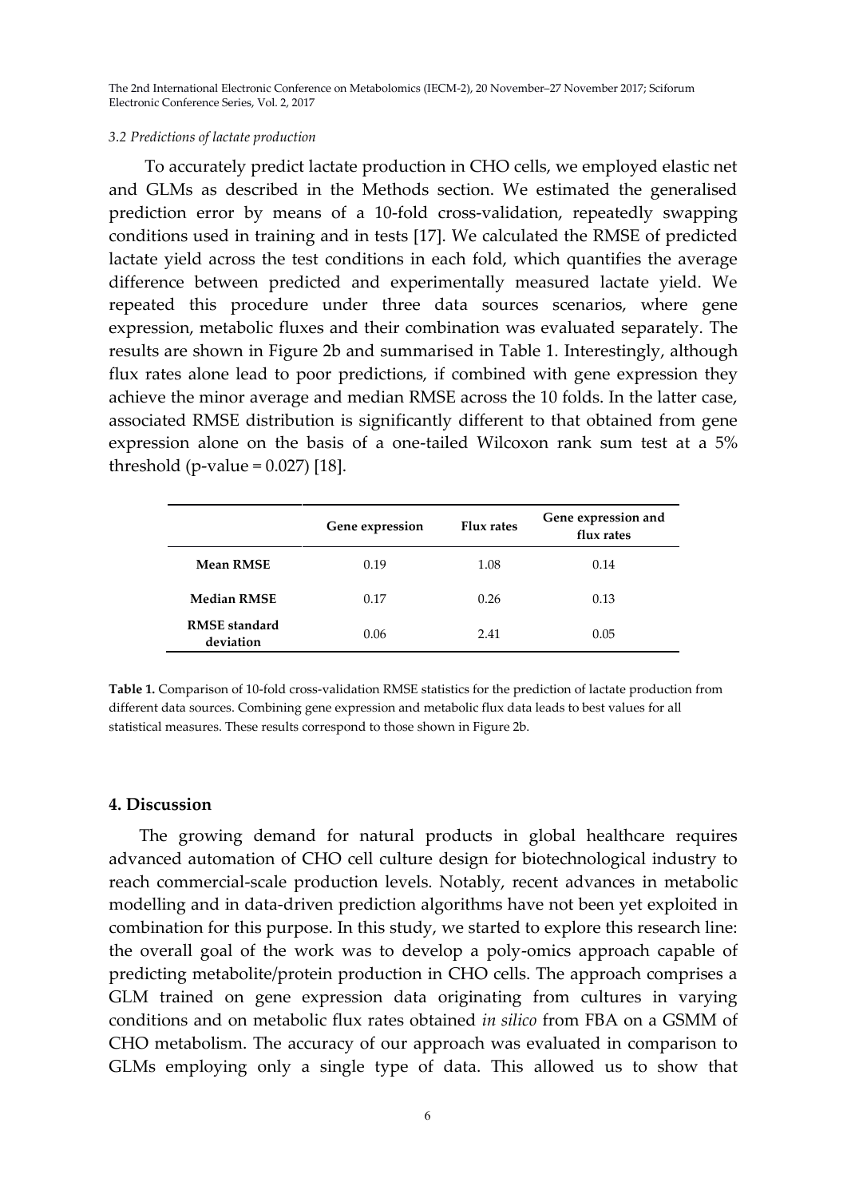*3.2 Predictions of lactate production*

To accurately predict lactate production in CHO cells, we employed elastic net and GLMs as described in the Methods section. We estimated the generalised prediction error by means of a 10-fold cross-validation, repeatedly swapping conditions used in training and in tests [17]. We calculated the RMSE of predicted lactate yield across the test conditions in each fold, which quantifies the average difference between predicted and experimentally measured lactate yield. We repeated this procedure under three data sources scenarios, where gene expression, metabolic fluxes and their combination was evaluated separately. The results are shown in Figure 2b and summarised in Table 1. Interestingly, although flux rates alone lead to poor predictions, if combined with gene expression they achieve the minor average and median RMSE across the 10 folds. In the latter case, associated RMSE distribution is significantly different to that obtained from gene expression alone on the basis of a one-tailed Wilcoxon rank sum test at a 5% threshold (p-value = 0.027) [18].

| | Gene expression | Flux rates | Gene expression and flux rates |
|---|---|---|---|
| **Mean RMSE** | 0.19 | 1.08 | 0.14 |
| **Median RMSE** | 0.17 | 0.26 | 0.13 |
| **RMSE standard deviation** | 0.06 | 2.41 | 0.05 |

**Table 1.** Comparison of 10-fold cross-validation RMSE statistics for the prediction of lactate production from different data sources. Combining gene expression and metabolic flux data leads to best values for all statistical measures. These results correspond to those shown in Figure 2b.

## 4. Discussion

The growing demand for natural products in global healthcare requires advanced automation of CHO cell culture design for biotechnological industry to reach commercial-scale production levels. Notably, recent advances in metabolic modelling and in data-driven prediction algorithms have not been yet exploited in combination for this purpose. In this study, we started to explore this research line: the overall goal of the work was to develop a poly-omics approach capable of predicting metabolite/protein production in CHO cells. The approach comprises a GLM trained on gene expression data originating from cultures in varying conditions and on metabolic flux rates obtained *in silico* from FBA on a GSMM of CHO metabolism. The accuracy of our approach was evaluated in comparison to GLMs employing only a single type of data. This allowed us to show that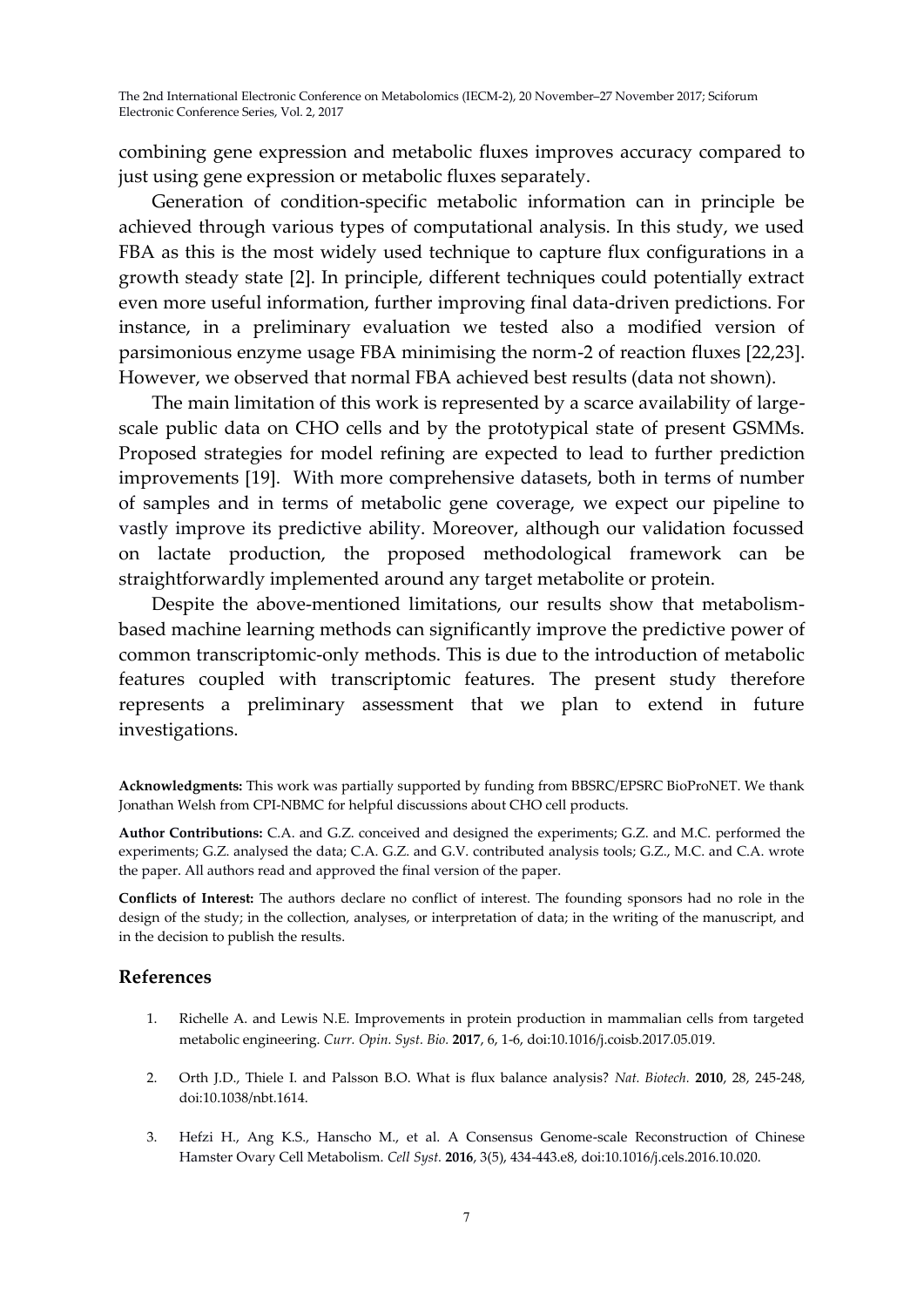combining gene expression and metabolic fluxes improves accuracy compared to just using gene expression or metabolic fluxes separately.

Generation of condition-specific metabolic information can in principle be achieved through various types of computational analysis. In this study, we used FBA as this is the most widely used technique to capture flux configurations in a growth steady state [2]. In principle, different techniques could potentially extract even more useful information, further improving final data-driven predictions. For instance, in a preliminary evaluation we tested also a modified version of parsimonious enzyme usage FBA minimising the norm-2 of reaction fluxes [22,23]. However, we observed that normal FBA achieved best results (data not shown).

The main limitation of this work is represented by a scarce availability of large-scale public data on CHO cells and by the prototypical state of present GSMMs. Proposed strategies for model refining are expected to lead to further prediction improvements [19]. With more comprehensive datasets, both in terms of number of samples and in terms of metabolic gene coverage, we expect our pipeline to vastly improve its predictive ability. Moreover, although our validation focussed on lactate production, the proposed methodological framework can be straightforwardly implemented around any target metabolite or protein.

Despite the above-mentioned limitations, our results show that metabolism-based machine learning methods can significantly improve the predictive power of common transcriptomic-only methods. This is due to the introduction of metabolic features coupled with transcriptomic features. The present study therefore represents a preliminary assessment that we plan to extend in future investigations.

**Acknowledgments:** This work was partially supported by funding from BBSRC/EPSRC BioProNET. We thank Jonathan Welsh from CPI-NBMC for helpful discussions about CHO cell products.

**Author Contributions:** C.A. and G.Z. conceived and designed the experiments; G.Z. and M.C. performed the experiments; G.Z. analysed the data; C.A. G.Z. and G.V. contributed analysis tools; G.Z., M.C. and C.A. wrote the paper. All authors read and approved the final version of the paper.

**Conflicts of Interest:** The authors declare no conflict of interest. The founding sponsors had no role in the design of the study; in the collection, analyses, or interpretation of data; in the writing of the manuscript, and in the decision to publish the results.

## References

1. Richelle A. and Lewis N.E. Improvements in protein production in mammalian cells from targeted metabolic engineering. *Curr. Opin. Syst. Bio.* **2017**, 6, 1-6, doi:10.1016/j.coisb.2017.05.019.
2. Orth J.D., Thiele I. and Palsson B.O. What is flux balance analysis? *Nat. Biotech.* **2010**, 28, 245-248, doi:10.1038/nbt.1614.
3. Hefzi H., Ang K.S., Hanscho M., et al. A Consensus Genome-scale Reconstruction of Chinese Hamster Ovary Cell Metabolism. *Cell Syst.* **2016**, 3(5), 434-443.e8, doi:10.1016/j.cels.2016.10.020.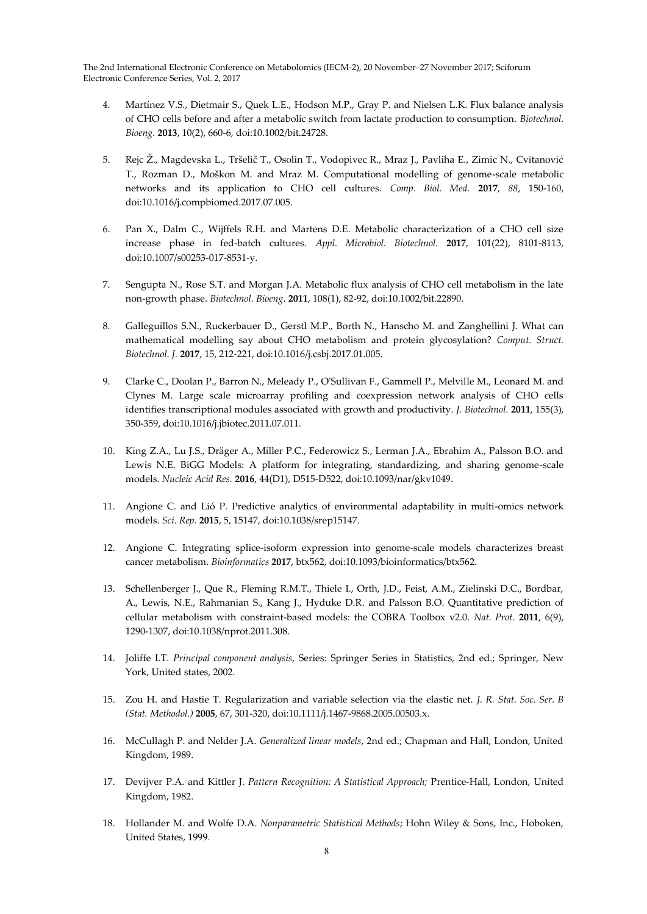4. Martínez V.S., Dietmair S., Quek L.E., Hodson M.P., Gray P. and Nielsen L.K. Flux balance analysis of CHO cells before and after a metabolic switch from lactate production to consumption. *Biotechnol. Bioeng.* **2013**, 10(2), 660-6, doi:10.1002/bit.24728.

5. Rejc Ž., Magdevska L., Tršelič T., Osolin T., Vodopivec R., Mraz J., Pavliha E., Zimic N., Cvitanović T., Rozman D., Moškon M. and Mraz M. Computational modelling of genome-scale metabolic networks and its application to CHO cell cultures. *Comp. Biol. Med.* **2017**, *88*, 150-160, doi:10.1016/j.compbiomed.2017.07.005.

6. Pan X., Dalm C., Wijffels R.H. and Martens D.E. Metabolic characterization of a CHO cell size increase phase in fed-batch cultures. *Appl. Microbiol. Biotechnol.* **2017**, 101(22), 8101-8113, doi:10.1007/s00253-017-8531-y.

7. Sengupta N., Rose S.T. and Morgan J.A. Metabolic flux analysis of CHO cell metabolism in the late non-growth phase. *Biotechnol. Bioeng.* **2011**, 108(1), 82-92, doi:10.1002/bit.22890.

8. Galleguillos S.N., Ruckerbauer D., Gerstl M.P., Borth N., Hanscho M. and Zanghellini J. What can mathematical modelling say about CHO metabolism and protein glycosylation? *Comput. Struct. Biotechnol. J.* **2017**, 15, 212-221, doi:10.1016/j.csbj.2017.01.005.

9. Clarke C., Doolan P., Barron N., Meleady P., O'Sullivan F., Gammell P., Melville M., Leonard M. and Clynes M. Large scale microarray profiling and coexpression network analysis of CHO cells identifies transcriptional modules associated with growth and productivity. *J. Biotechnol.* **2011**, 155(3), 350-359, doi:10.1016/j.jbiotec.2011.07.011.

10. King Z.A., Lu J.S., Dräger A., Miller P.C., Federowicz S., Lerman J.A., Ebrahim A., Palsson B.O. and Lewis N.E. BiGG Models: A platform for integrating, standardizing, and sharing genome-scale models. *Nucleic Acid Res.* **2016**, 44(D1), D515-D522, doi:10.1093/nar/gkv1049.

11. Angione C. and Lió P. Predictive analytics of environmental adaptability in multi-omics network models. *Sci. Rep.* **2015**, 5, 15147, doi:10.1038/srep15147.

12. Angione C. Integrating splice-isoform expression into genome-scale models characterizes breast cancer metabolism. *Bioinformatics* **2017**, btx562, doi:10.1093/bioinformatics/btx562.

13. Schellenberger J., Que R., Fleming R.M.T., Thiele I., Orth, J.D., Feist, A.M., Zielinski D.C., Bordbar, A., Lewis, N.E., Rahmanian S., Kang J., Hyduke D.R. and Palsson B.O. Quantitative prediction of cellular metabolism with constraint-based models: the COBRA Toolbox v2.0. *Nat. Prot*. **2011**, 6(9), 1290-1307, doi:10.1038/nprot.2011.308.

14. Joliffe I.T. *Principal component analysis*, Series: Springer Series in Statistics, 2nd ed.; Springer, New York, United states, 2002.

15. Zou H. and Hastie T. Regularization and variable selection via the elastic net. *J. R. Stat. Soc. Ser. B (Stat. Methodol.)* **2005**, 67, 301-320, doi:10.1111/j.1467-9868.2005.00503.x.

16. McCullagh P. and Nelder J.A. *Generalized linear models*, 2nd ed.; Chapman and Hall, London, United Kingdom, 1989.

17. Devijver P.A. and Kittler J. *Pattern Recognition: A Statistical Approach;* Prentice-Hall, London, United Kingdom, 1982.

18. Hollander M. and Wolfe D.A. *Nonparametric Statistical Methods*; Hohn Wiley & Sons, Inc., Hoboken, United States, 1999.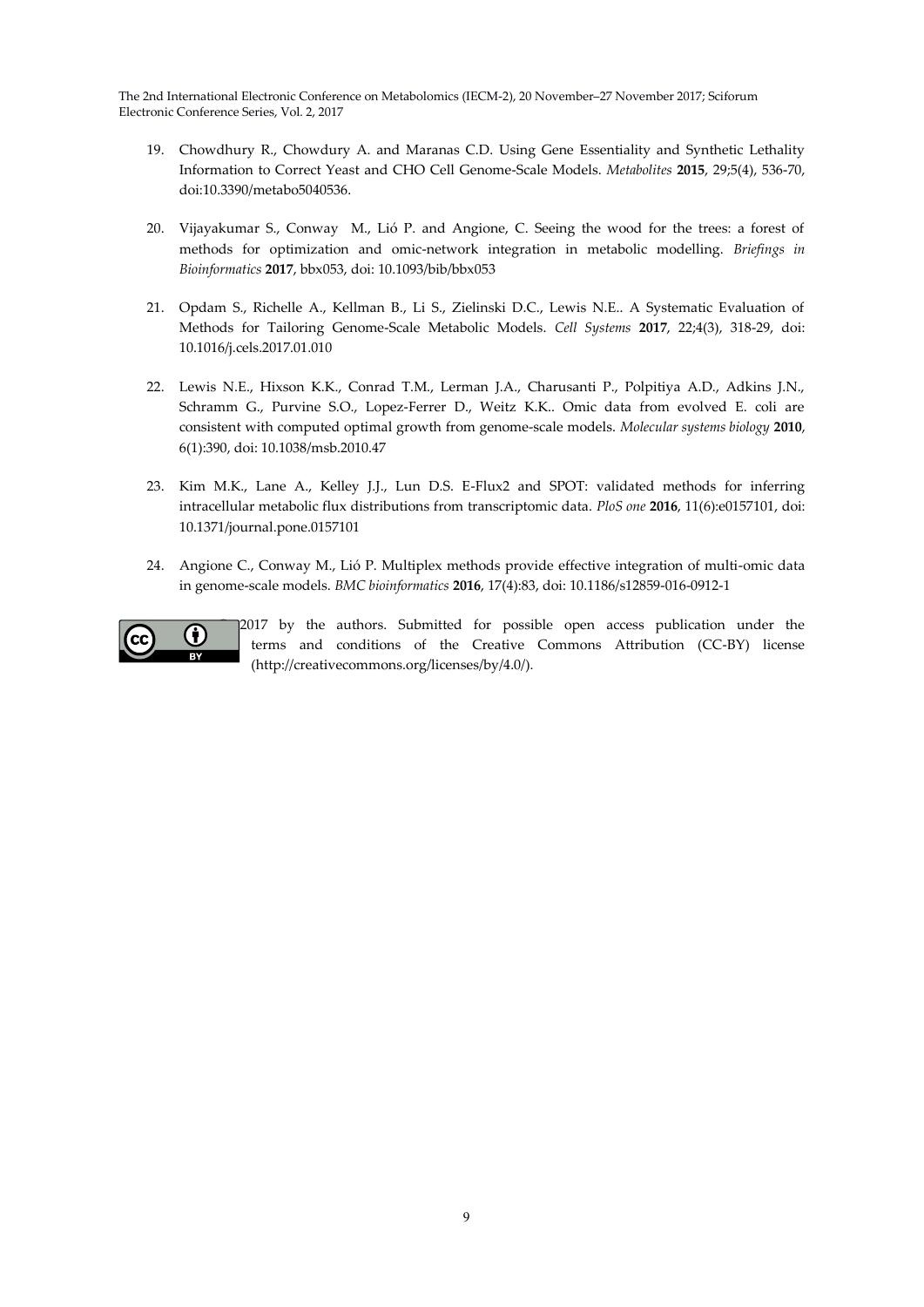19. Chowdhury R., Chowdury A. and Maranas C.D. Using Gene Essentiality and Synthetic Lethality Information to Correct Yeast and CHO Cell Genome-Scale Models. *Metabolites* **2015**, 29;5(4), 536-70, doi:10.3390/metabo5040536.

20. Vijayakumar S., Conway M., Lió P. and Angione, C. Seeing the wood for the trees: a forest of methods for optimization and omic-network integration in metabolic modelling. *Briefings in Bioinformatics* **2017**, bbx053, doi: 10.1093/bib/bbx053

21. Opdam S., Richelle A., Kellman B., Li S., Zielinski D.C., Lewis N.E.. A Systematic Evaluation of Methods for Tailoring Genome-Scale Metabolic Models. *Cell Systems* **2017**, 22;4(3), 318-29, doi: 10.1016/j.cels.2017.01.010

22. Lewis N.E., Hixson K.K., Conrad T.M., Lerman J.A., Charusanti P., Polpitiya A.D., Adkins J.N., Schramm G., Purvine S.O., Lopez-Ferrer D., Weitz K.K.. Omic data from evolved E. coli are consistent with computed optimal growth from genome-scale models. *Molecular systems biology* **2010**, 6(1):390, doi: 10.1038/msb.2010.47

23. Kim M.K., Lane A., Kelley J.J., Lun D.S. E-Flux2 and SPOT: validated methods for inferring intracellular metabolic flux distributions from transcriptomic data. *PloS one* **2016**, 11(6):e0157101, doi: 10.1371/journal.pone.0157101

24. Angione C., Conway M., Lió P. Multiplex methods provide effective integration of multi-omic data in genome-scale models. *BMC bioinformatics* **2016**, 17(4):83, doi: 10.1186/s12859-016-0912-1

© 2017 by the authors. Submitted for possible open access publication under the terms and conditions of the Creative Commons Attribution (CC-BY) license (http://creativecommons.org/licenses/by/4.0/).